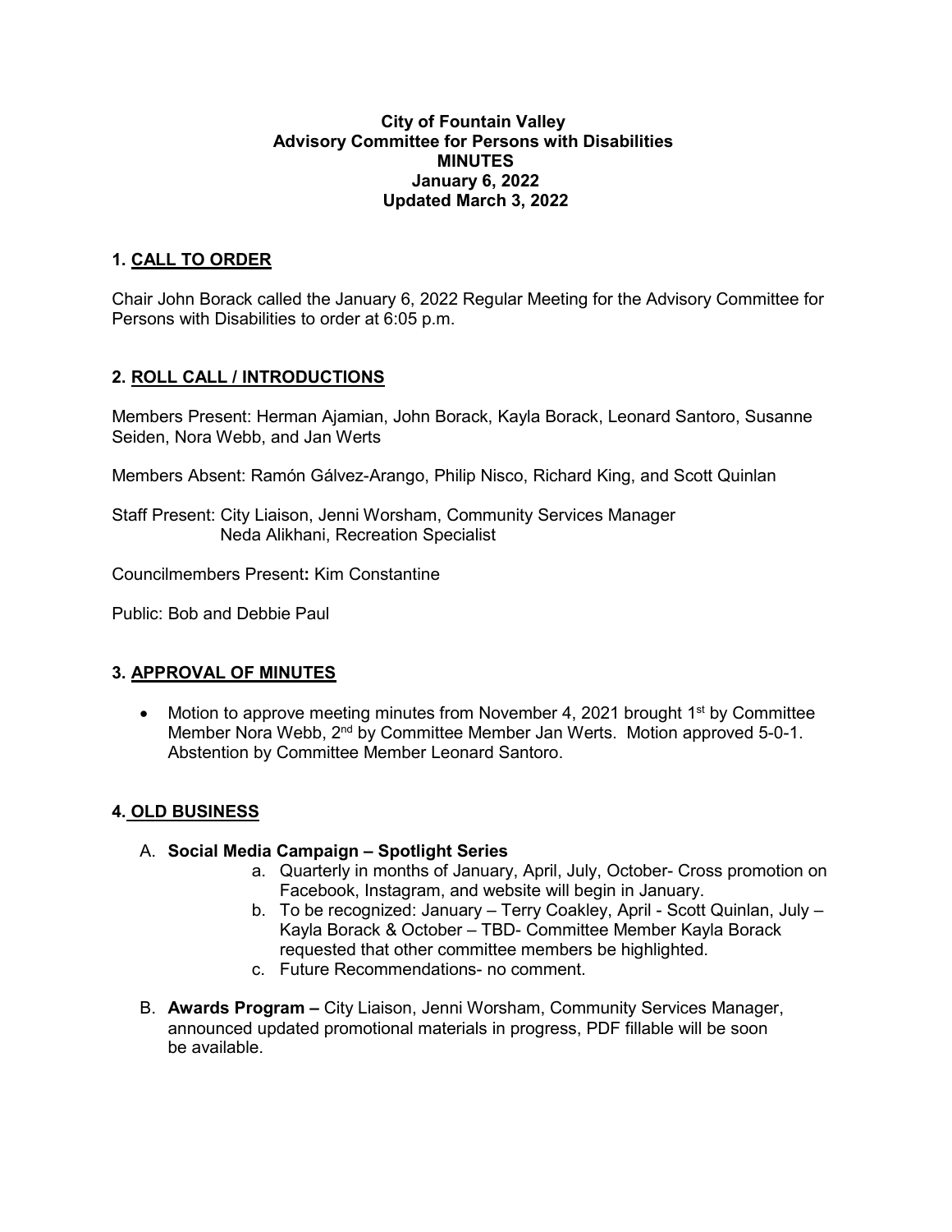**City of Fountain Valley**
**Advisory Committee for Persons with Disabilities**
**MINUTES**
**January 6, 2022**
**Updated March 3, 2022**

## 1. CALL TO ORDER

Chair John Borack called the January 6, 2022 Regular Meeting for the Advisory Committee for Persons with Disabilities to order at 6:05 p.m.

## 2. ROLL CALL / INTRODUCTIONS

Members Present: Herman Ajamian, John Borack, Kayla Borack, Leonard Santoro, Susanne Seiden, Nora Webb, and Jan Werts

Members Absent: Ramón Gálvez-Arango, Philip Nisco, Richard King, and Scott Quinlan

Staff Present: City Liaison, Jenni Worsham, Community Services Manager
Neda Alikhani, Recreation Specialist

Councilmembers Present**:** Kim Constantine

Public: Bob and Debbie Paul

## 3. APPROVAL OF MINUTES

- Motion to approve meeting minutes from November 4, 2021 brought 1st by Committee Member Nora Webb, 2nd by Committee Member Jan Werts. Motion approved 5-0-1. Abstention by Committee Member Leonard Santoro.

## 4. OLD BUSINESS

A. **Social Media Campaign – Spotlight Series**
   a. Quarterly in months of January, April, July, October- Cross promotion on Facebook, Instagram, and website will begin in January.
   b. To be recognized: January – Terry Coakley, April - Scott Quinlan, July – Kayla Borack & October – TBD- Committee Member Kayla Borack requested that other committee members be highlighted.
   c. Future Recommendations- no comment.

B. **Awards Program –** City Liaison, Jenni Worsham, Community Services Manager, announced updated promotional materials in progress, PDF fillable will be soon be available.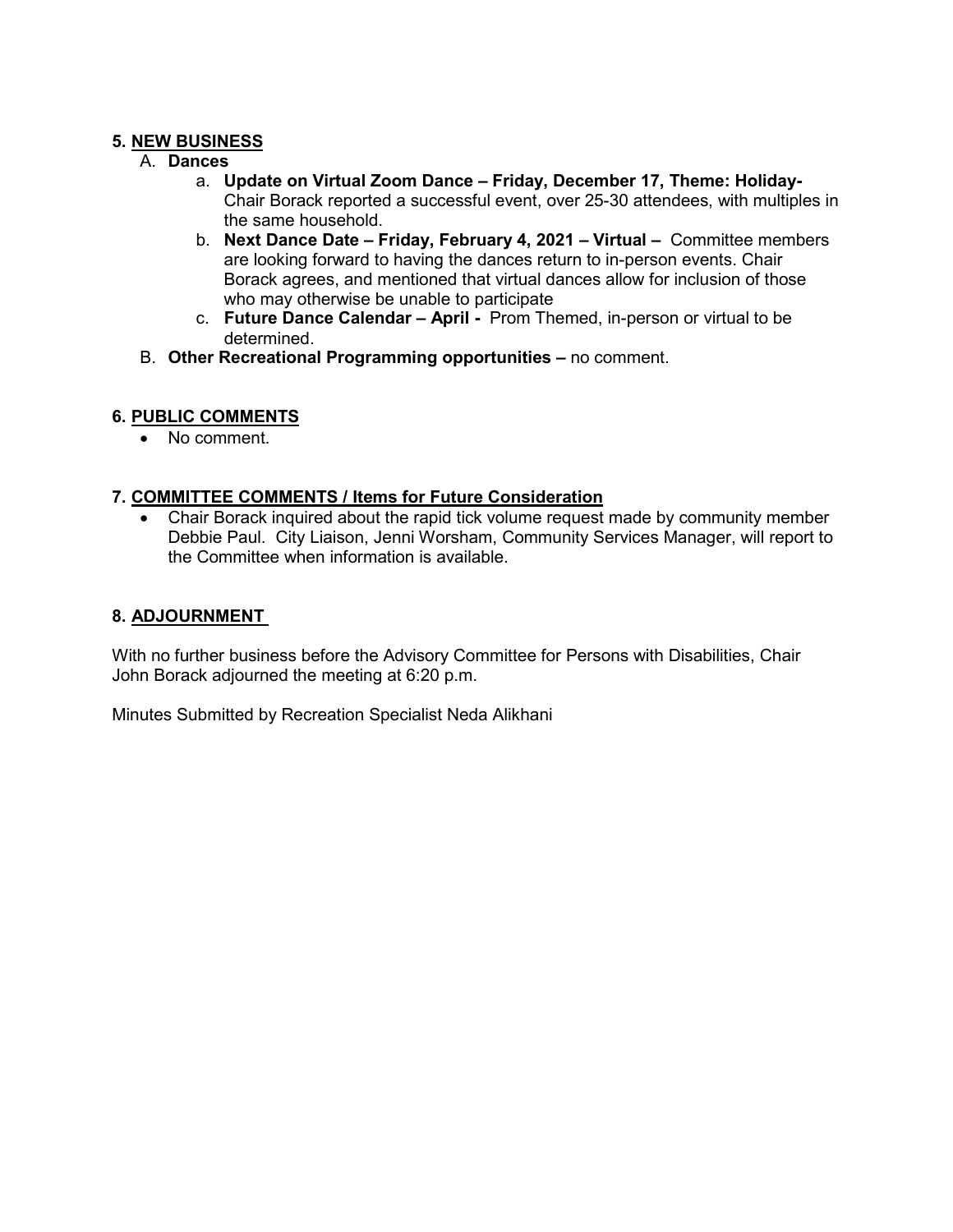### 5. NEW BUSINESS

A. **Dances**

   a. **Update on Virtual Zoom Dance – Friday, December 17, Theme: Holiday-** Chair Borack reported a successful event, over 25-30 attendees, with multiples in the same household.

   b. **Next Dance Date – Friday, February 4, 2021 – Virtual –** Committee members are looking forward to having the dances return to in-person events. Chair Borack agrees, and mentioned that virtual dances allow for inclusion of those who may otherwise be unable to participate

   c. **Future Dance Calendar – April -** Prom Themed, in-person or virtual to be determined.

B. **Other Recreational Programming opportunities –** no comment.

### 6. PUBLIC COMMENTS

- No comment.

### 7. COMMITTEE COMMENTS / Items for Future Consideration

- Chair Borack inquired about the rapid tick volume request made by community member Debbie Paul. City Liaison, Jenni Worsham, Community Services Manager, will report to the Committee when information is available.

### 8. ADJOURNMENT

With no further business before the Advisory Committee for Persons with Disabilities, Chair John Borack adjourned the meeting at 6:20 p.m.

Minutes Submitted by Recreation Specialist Neda Alikhani